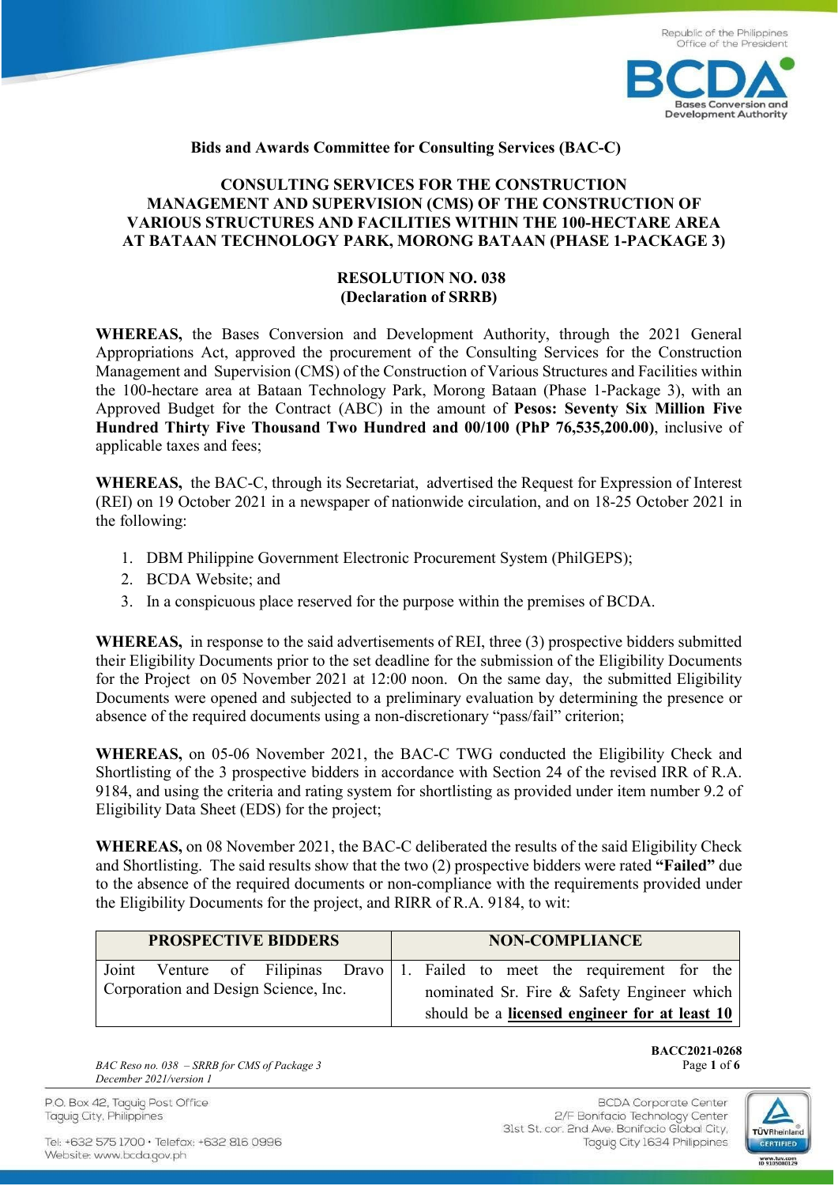**Bids and Awards Committee for Consulting Services (BAC-C)**

**CONSULTING SERVICES FOR THE CONSTRUCTION MANAGEMENT AND SUPERVISION (CMS) OF THE CONSTRUCTION OF VARIOUS STRUCTURES AND FACILITIES WITHIN THE 100-HECTARE AREA AT BATAAN TECHNOLOGY PARK, MORONG BATAAN (PHASE 1-PACKAGE 3)**

**RESOLUTION NO. 038**
**(Declaration of SRRB)**

**WHEREAS,** the Bases Conversion and Development Authority, through the 2021 General Appropriations Act, approved the procurement of the Consulting Services for the Construction Management and Supervision (CMS) of the Construction of Various Structures and Facilities within the 100-hectare area at Bataan Technology Park, Morong Bataan (Phase 1-Package 3), with an Approved Budget for the Contract (ABC) in the amount of **Pesos: Seventy Six Million Five Hundred Thirty Five Thousand Two Hundred and 00/100 (PhP 76,535,200.00)**, inclusive of applicable taxes and fees;

**WHEREAS,** the BAC-C, through its Secretariat, advertised the Request for Expression of Interest (REI) on 19 October 2021 in a newspaper of nationwide circulation, and on 18-25 October 2021 in the following:

1. DBM Philippine Government Electronic Procurement System (PhilGEPS);
2. BCDA Website; and
3. In a conspicuous place reserved for the purpose within the premises of BCDA.

**WHEREAS,** in response to the said advertisements of REI, three (3) prospective bidders submitted their Eligibility Documents prior to the set deadline for the submission of the Eligibility Documents for the Project on 05 November 2021 at 12:00 noon. On the same day, the submitted Eligibility Documents were opened and subjected to a preliminary evaluation by determining the presence or absence of the required documents using a non-discretionary "pass/fail" criterion;

**WHEREAS,** on 05-06 November 2021, the BAC-C TWG conducted the Eligibility Check and Shortlisting of the 3 prospective bidders in accordance with Section 24 of the revised IRR of R.A. 9184, and using the criteria and rating system for shortlisting as provided under item number 9.2 of Eligibility Data Sheet (EDS) for the project;

**WHEREAS,** on 08 November 2021, the BAC-C deliberated the results of the said Eligibility Check and Shortlisting. The said results show that the two (2) prospective bidders were rated **"Failed"** due to the absence of the required documents or non-compliance with the requirements provided under the Eligibility Documents for the project, and RIRR of R.A. 9184, to wit:

| PROSPECTIVE BIDDERS | NON-COMPLIANCE |
|---|---|
| Joint Venture of Filipinas Dravo Corporation and Design Science, Inc. | 1. Failed to meet the requirement for the nominated Sr. Fire & Safety Engineer which should be a **licensed engineer for at least 10** |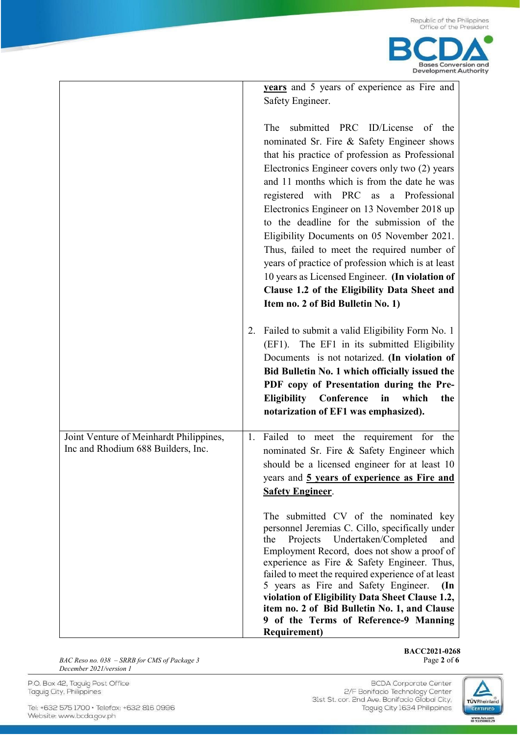| | |
|---|---|
| | **years** and 5 years of experience as Fire and Safety Engineer.<br><br>The submitted PRC ID/License of the nominated Sr. Fire & Safety Engineer shows that his practice of profession as Professional Electronics Engineer covers only two (2) years and 11 months which is from the date he was registered with PRC as a Professional Electronics Engineer on 13 November 2018 up to the deadline for the submission of the Eligibility Documents on 05 November 2021. Thus, failed to meet the required number of years of practice of profession which is at least 10 years as Licensed Engineer. **(In violation of Clause 1.2 of the Eligibility Data Sheet and Item no. 2 of Bid Bulletin No. 1)**<br><br>2. Failed to submit a valid Eligibility Form No. 1 (EF1). The EF1 in its submitted Eligibility Documents is not notarized. **(In violation of Bid Bulletin No. 1 which officially issued the PDF copy of Presentation during the Pre-Eligibility Conference in which the notarization of EF1 was emphasized).** |
| Joint Venture of Meinhardt Philippines, Inc and Rhodium 688 Builders, Inc. | 1. Failed to meet the requirement for the nominated Sr. Fire & Safety Engineer which should be a licensed engineer for at least 10 years and **5 years of experience as Fire and Safety Engineer**.<br><br>The submitted CV of the nominated key personnel Jeremias C. Cillo, specifically under the Projects Undertaken/Completed and Employment Record, does not show a proof of experience as Fire & Safety Engineer. Thus, failed to meet the required experience of at least 5 years as Fire and Safety Engineer. **(In violation of Eligibility Data Sheet Clause 1.2, item no. 2 of Bid Bulletin No. 1, and Clause 9 of the Terms of Reference-9 Manning Requirement)** |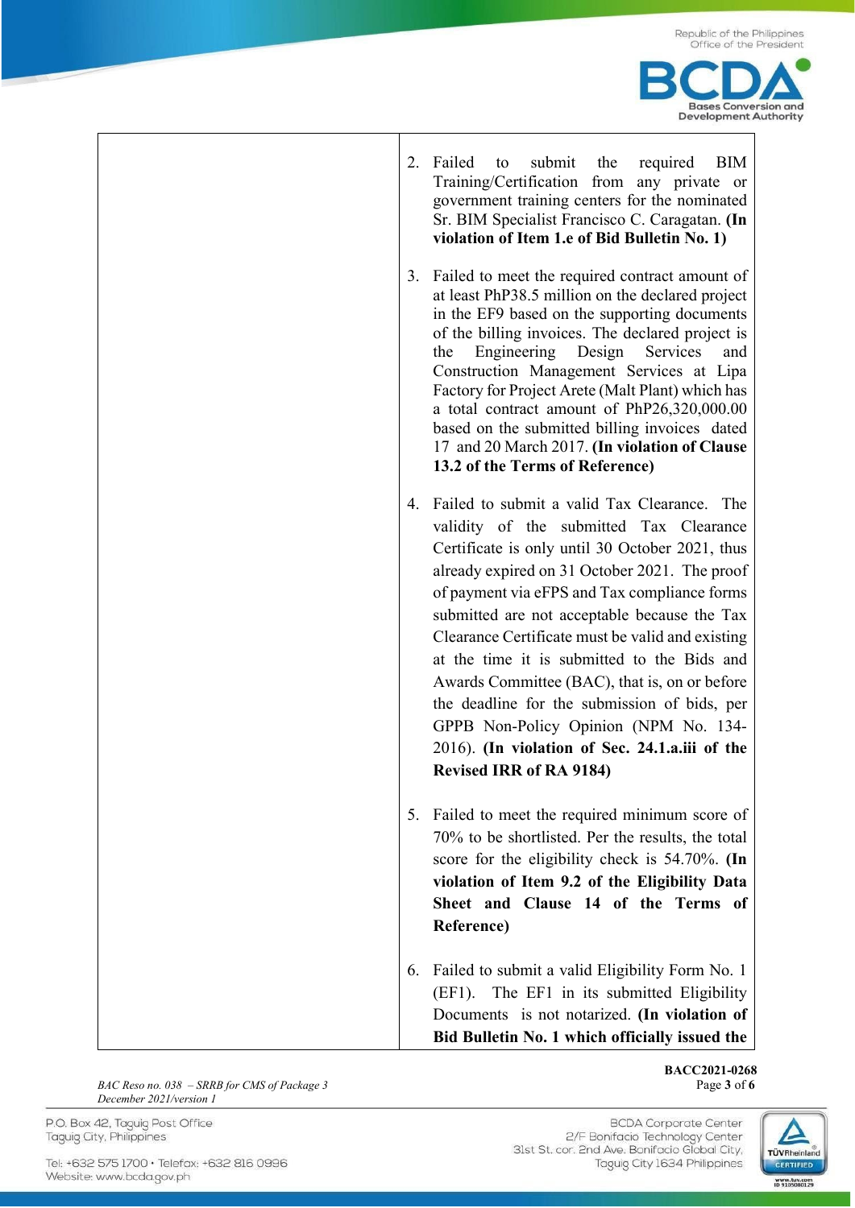| | |
|---|---|
| | 2. Failed to submit the required BIM Training/Certification from any private or government training centers for the nominated Sr. BIM Specialist Francisco C. Caragatan. **(In violation of Item 1.e of Bid Bulletin No. 1)**<br><br>3. Failed to meet the required contract amount of at least PhP38.5 million on the declared project in the EF9 based on the supporting documents of the billing invoices. The declared project is the Engineering Design Services and Construction Management Services at Lipa Factory for Project Arete (Malt Plant) which has a total contract amount of PhP26,320,000.00 based on the submitted billing invoices dated 17 and 20 March 2017. **(In violation of Clause 13.2 of the Terms of Reference)**<br><br>4. Failed to submit a valid Tax Clearance. The validity of the submitted Tax Clearance Certificate is only until 30 October 2021, thus already expired on 31 October 2021. The proof of payment via eFPS and Tax compliance forms submitted are not acceptable because the Tax Clearance Certificate must be valid and existing at the time it is submitted to the Bids and Awards Committee (BAC), that is, on or before the deadline for the submission of bids, per GPPB Non-Policy Opinion (NPM No. 134-2016). **(In violation of Sec. 24.1.a.iii of the Revised IRR of RA 9184)**<br><br>5. Failed to meet the required minimum score of 70% to be shortlisted. Per the results, the total score for the eligibility check is 54.70%. **(In violation of Item 9.2 of the Eligibility Data Sheet and Clause 14 of the Terms of Reference)**<br><br>6. Failed to submit a valid Eligibility Form No. 1 (EF1). The EF1 in its submitted Eligibility Documents is not notarized. **(In violation of Bid Bulletin No. 1 which officially issued the** |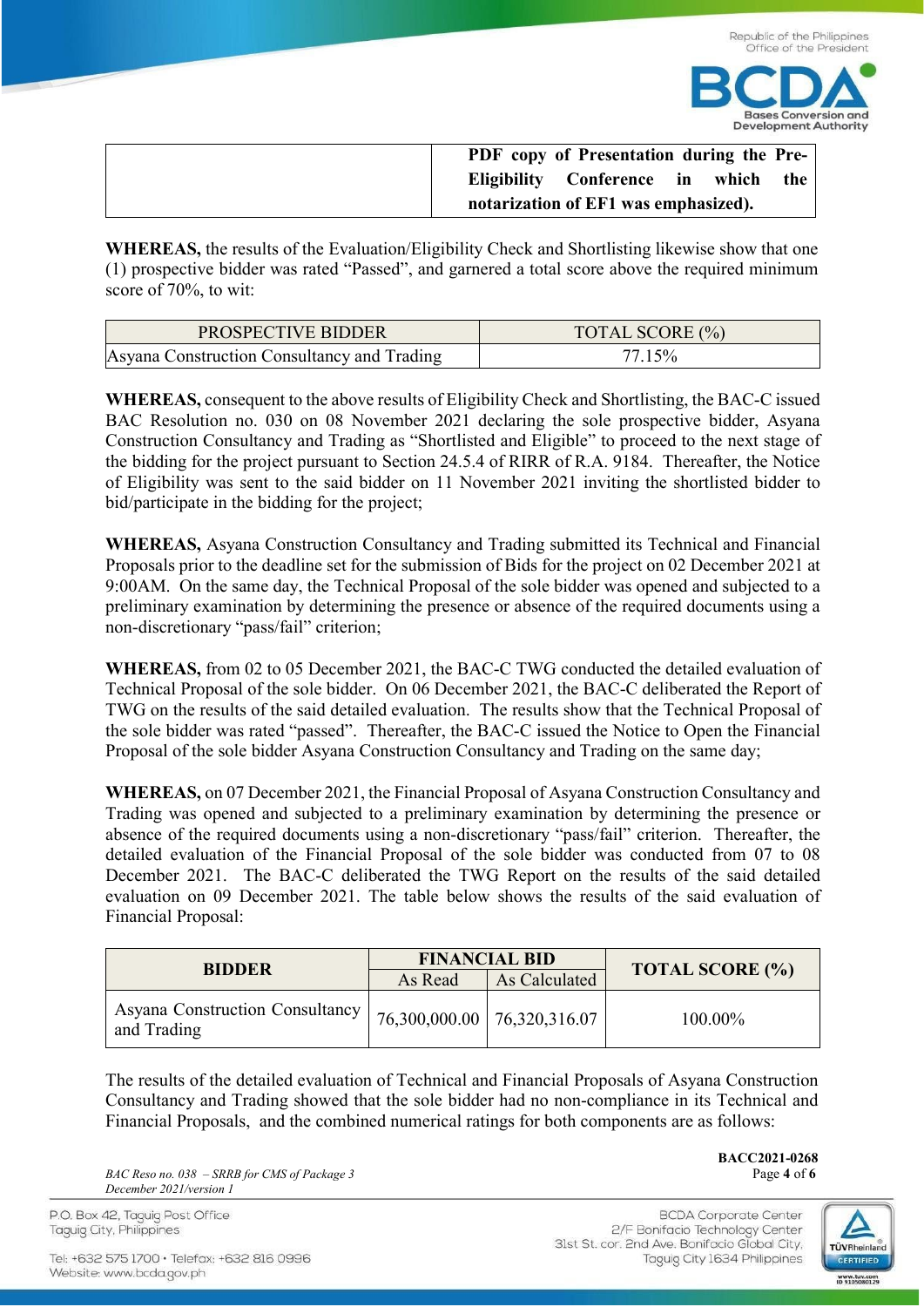| | PDF copy of Presentation during the Pre-Eligibility Conference in which the notarization of EF1 was emphasized). |
|---|---|

**WHEREAS,** the results of the Evaluation/Eligibility Check and Shortlisting likewise show that one (1) prospective bidder was rated "Passed", and garnered a total score above the required minimum score of 70%, to wit:

| PROSPECTIVE BIDDER | TOTAL SCORE (%) |
|---|---|
| Asyana Construction Consultancy and Trading | 77.15% |

**WHEREAS,** consequent to the above results of Eligibility Check and Shortlisting, the BAC-C issued BAC Resolution no. 030 on 08 November 2021 declaring the sole prospective bidder, Asyana Construction Consultancy and Trading as "Shortlisted and Eligible" to proceed to the next stage of the bidding for the project pursuant to Section 24.5.4 of RIRR of R.A. 9184. Thereafter, the Notice of Eligibility was sent to the said bidder on 11 November 2021 inviting the shortlisted bidder to bid/participate in the bidding for the project;

**WHEREAS,** Asyana Construction Consultancy and Trading submitted its Technical and Financial Proposals prior to the deadline set for the submission of Bids for the project on 02 December 2021 at 9:00AM. On the same day, the Technical Proposal of the sole bidder was opened and subjected to a preliminary examination by determining the presence or absence of the required documents using a non-discretionary "pass/fail" criterion;

**WHEREAS,** from 02 to 05 December 2021, the BAC-C TWG conducted the detailed evaluation of Technical Proposal of the sole bidder. On 06 December 2021, the BAC-C deliberated the Report of TWG on the results of the said detailed evaluation. The results show that the Technical Proposal of the sole bidder was rated "passed". Thereafter, the BAC-C issued the Notice to Open the Financial Proposal of the sole bidder Asyana Construction Consultancy and Trading on the same day;

**WHEREAS,** on 07 December 2021, the Financial Proposal of Asyana Construction Consultancy and Trading was opened and subjected to a preliminary examination by determining the presence or absence of the required documents using a non-discretionary "pass/fail" criterion. Thereafter, the detailed evaluation of the Financial Proposal of the sole bidder was conducted from 07 to 08 December 2021. The BAC-C deliberated the TWG Report on the results of the said detailed evaluation on 09 December 2021. The table below shows the results of the said evaluation of Financial Proposal:

| **BIDDER** | **FINANCIAL BID** | | **TOTAL SCORE (%)** |
|---|---|---|---|
| | As Read | As Calculated | |
| Asyana Construction Consultancy and Trading | 76,300,000.00 | 76,320,316.07 | 100.00% |

The results of the detailed evaluation of Technical and Financial Proposals of Asyana Construction Consultancy and Trading showed that the sole bidder had no non-compliance in its Technical and Financial Proposals, and the combined numerical ratings for both components are as follows: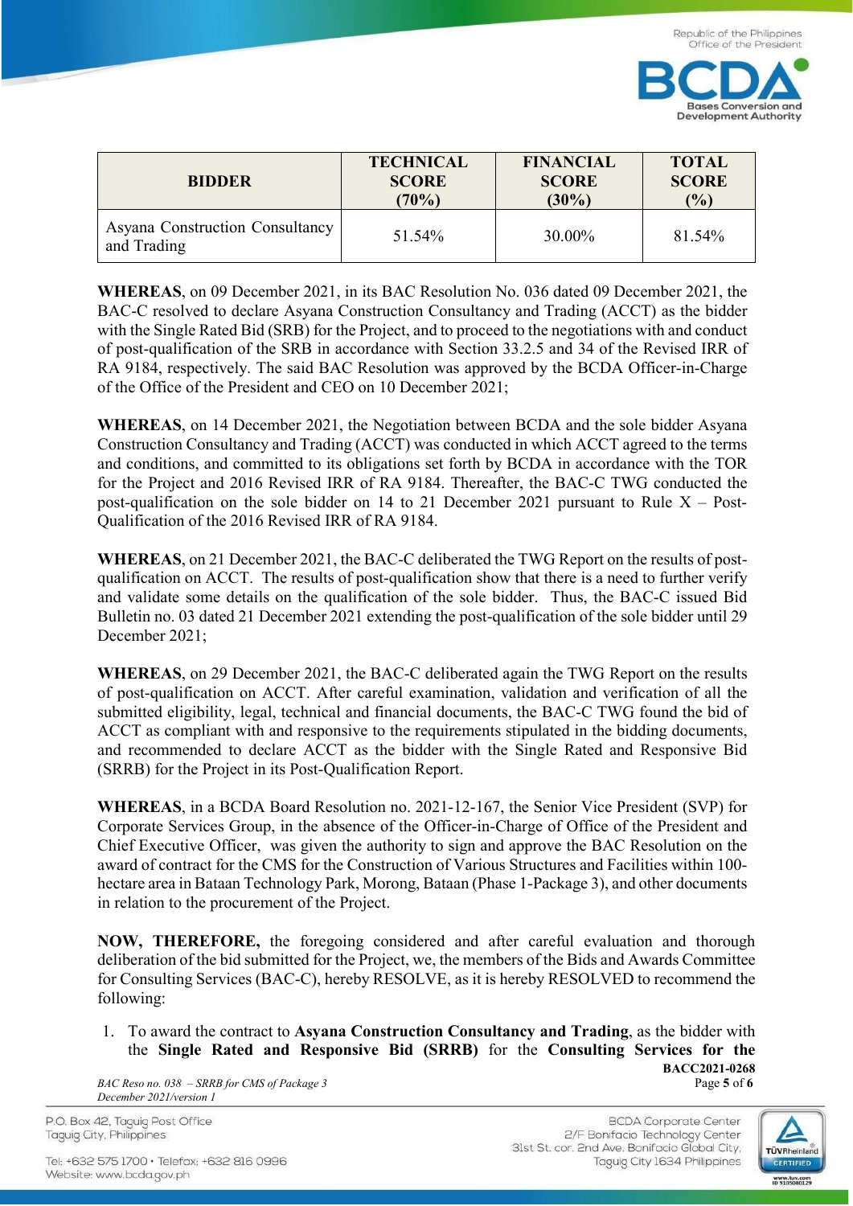| BIDDER | TECHNICAL SCORE (70%) | FINANCIAL SCORE (30%) | TOTAL SCORE (%) |
|---|---|---|---|
| Asyana Construction Consultancy and Trading | 51.54% | 30.00% | 81.54% |

**WHEREAS**, on 09 December 2021, in its BAC Resolution No. 036 dated 09 December 2021, the BAC-C resolved to declare Asyana Construction Consultancy and Trading (ACCT) as the bidder with the Single Rated Bid (SRB) for the Project, and to proceed to the negotiations with and conduct of post-qualification of the SRB in accordance with Section 33.2.5 and 34 of the Revised IRR of RA 9184, respectively. The said BAC Resolution was approved by the BCDA Officer-in-Charge of the Office of the President and CEO on 10 December 2021;

**WHEREAS**, on 14 December 2021, the Negotiation between BCDA and the sole bidder Asyana Construction Consultancy and Trading (ACCT) was conducted in which ACCT agreed to the terms and conditions, and committed to its obligations set forth by BCDA in accordance with the TOR for the Project and 2016 Revised IRR of RA 9184. Thereafter, the BAC-C TWG conducted the post-qualification on the sole bidder on 14 to 21 December 2021 pursuant to Rule X – Post-Qualification of the 2016 Revised IRR of RA 9184.

**WHEREAS**, on 21 December 2021, the BAC-C deliberated the TWG Report on the results of post-qualification on ACCT. The results of post-qualification show that there is a need to further verify and validate some details on the qualification of the sole bidder. Thus, the BAC-C issued Bid Bulletin no. 03 dated 21 December 2021 extending the post-qualification of the sole bidder until 29 December 2021;

**WHEREAS**, on 29 December 2021, the BAC-C deliberated again the TWG Report on the results of post-qualification on ACCT. After careful examination, validation and verification of all the submitted eligibility, legal, technical and financial documents, the BAC-C TWG found the bid of ACCT as compliant with and responsive to the requirements stipulated in the bidding documents, and recommended to declare ACCT as the bidder with the Single Rated and Responsive Bid (SRRB) for the Project in its Post-Qualification Report.

**WHEREAS**, in a BCDA Board Resolution no. 2021-12-167, the Senior Vice President (SVP) for Corporate Services Group, in the absence of the Officer-in-Charge of Office of the President and Chief Executive Officer, was given the authority to sign and approve the BAC Resolution on the award of contract for the CMS for the Construction of Various Structures and Facilities within 100-hectare area in Bataan Technology Park, Morong, Bataan (Phase 1-Package 3), and other documents in relation to the procurement of the Project.

**NOW, THEREFORE,** the foregoing considered and after careful evaluation and thorough deliberation of the bid submitted for the Project, we, the members of the Bids and Awards Committee for Consulting Services (BAC-C), hereby RESOLVE, as it is hereby RESOLVED to recommend the following:

1. To award the contract to **Asyana Construction Consultancy and Trading**, as the bidder with the **Single Rated and Responsive Bid (SRRB)** for the **Consulting Services for the**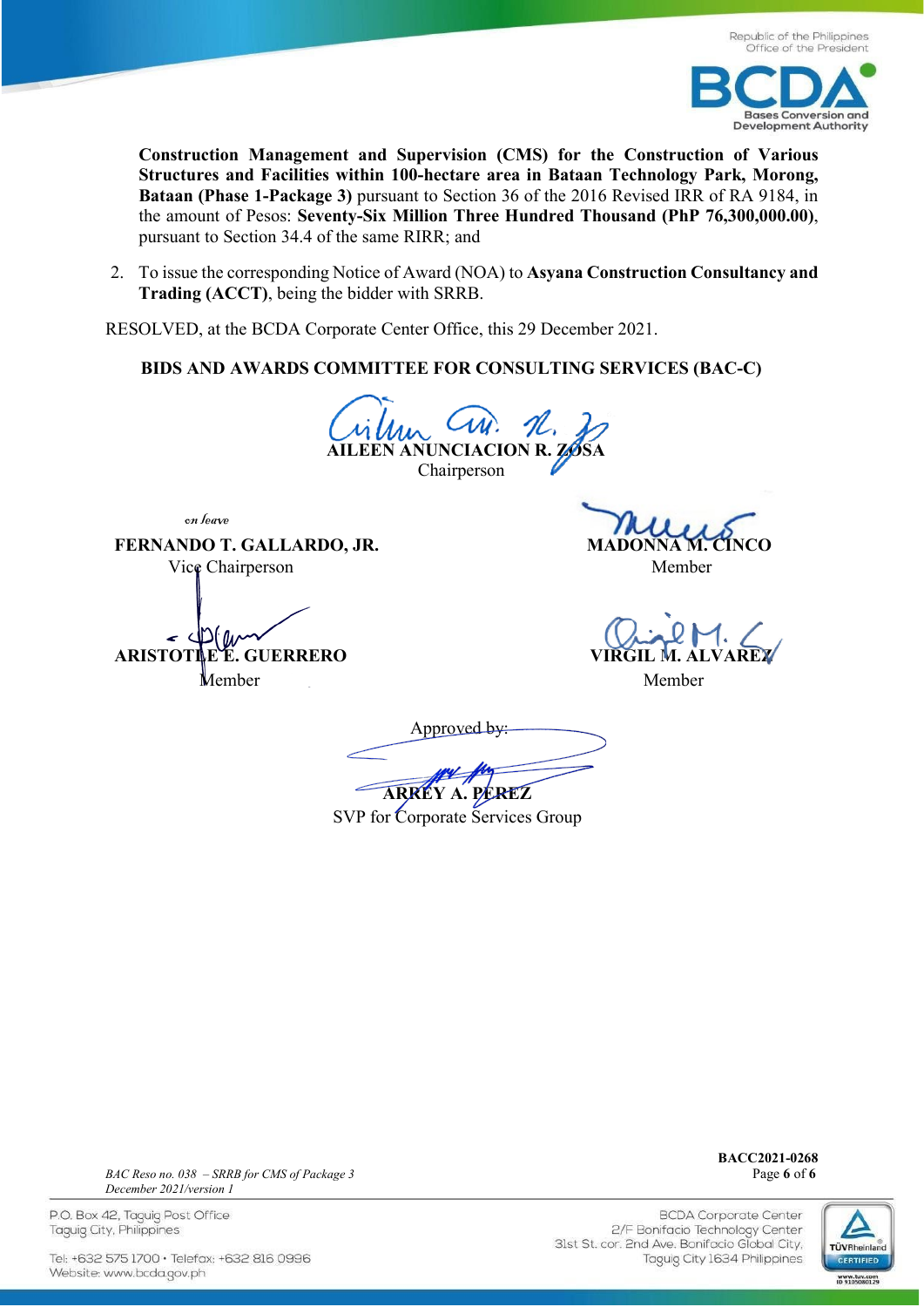**Construction Management and Supervision (CMS) for the Construction of Various Structures and Facilities within 100-hectare area in Bataan Technology Park, Morong, Bataan (Phase 1-Package 3)** pursuant to Section 36 of the 2016 Revised IRR of RA 9184, in the amount of Pesos: **Seventy-Six Million Three Hundred Thousand (PhP 76,300,000.00)**, pursuant to Section 34.4 of the same RIRR; and

2. To issue the corresponding Notice of Award (NOA) to **Asyana Construction Consultancy and Trading (ACCT)**, being the bidder with SRRB.

RESOLVED, at the BCDA Corporate Center Office, this 29 December 2021.

**BIDS AND AWARDS COMMITTEE FOR CONSULTING SERVICES (BAC-C)**

**AILEEN ANUNCIACION R. ZOSA**
Chairperson

*on leave*
**FERNANDO T. GALLARDO, JR.**
Vice Chairperson

**MADONNA M. CINCO**
Member

**ARISTOTLE E. GUERRERO**
Member

**VIRGIL M. ALVAREZ**
Member

Approved by:

**ARREY A. PEREZ**
SVP for Corporate Services Group

*BAC Reso no. 038 – SRRB for CMS of Package 3*
*December 2021/version 1*

**BACC2021-0268**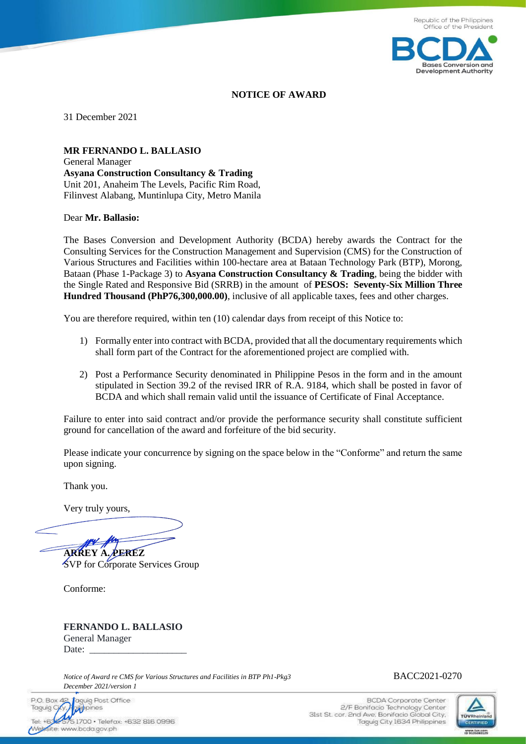# NOTICE OF AWARD

31 December 2021

**MR FERNANDO L. BALLASIO**
General Manager
**Asyana Construction Consultancy & Trading**
Unit 201, Anaheim The Levels, Pacific Rim Road,
Filinvest Alabang, Muntinlupa City, Metro Manila

Dear **Mr. Ballasio:**

The Bases Conversion and Development Authority (BCDA) hereby awards the Contract for the Consulting Services for the Construction Management and Supervision (CMS) for the Construction of Various Structures and Facilities within 100-hectare area at Bataan Technology Park (BTP), Morong, Bataan (Phase 1-Package 3) to **Asyana Construction Consultancy & Trading**, being the bidder with the Single Rated and Responsive Bid (SRRB) in the amount of **PESOS: Seventy-Six Million Three Hundred Thousand (PhP76,300,000.00)**, inclusive of all applicable taxes, fees and other charges.

You are therefore required, within ten (10) calendar days from receipt of this Notice to:

1) Formally enter into contract with BCDA, provided that all the documentary requirements which shall form part of the Contract for the aforementioned project are complied with.

2) Post a Performance Security denominated in Philippine Pesos in the form and in the amount stipulated in Section 39.2 of the revised IRR of R.A. 9184, which shall be posted in favor of BCDA and which shall remain valid until the issuance of Certificate of Final Acceptance.

Failure to enter into said contract and/or provide the performance security shall constitute sufficient ground for cancellation of the award and forfeiture of the bid security.

Please indicate your concurrence by signing on the space below in the "Conforme" and return the same upon signing.

Thank you.

Very truly yours,

**ARREY A. PEREZ**
SVP for Corporate Services Group

Conforme:

**FERNANDO L. BALLASIO**
General Manager
Date: ____________________

*Notice of Award re CMS for Various Structures and Facilities in BTP Ph1-Pkg3*
*December 2021/version 1*

BACC2021-0270